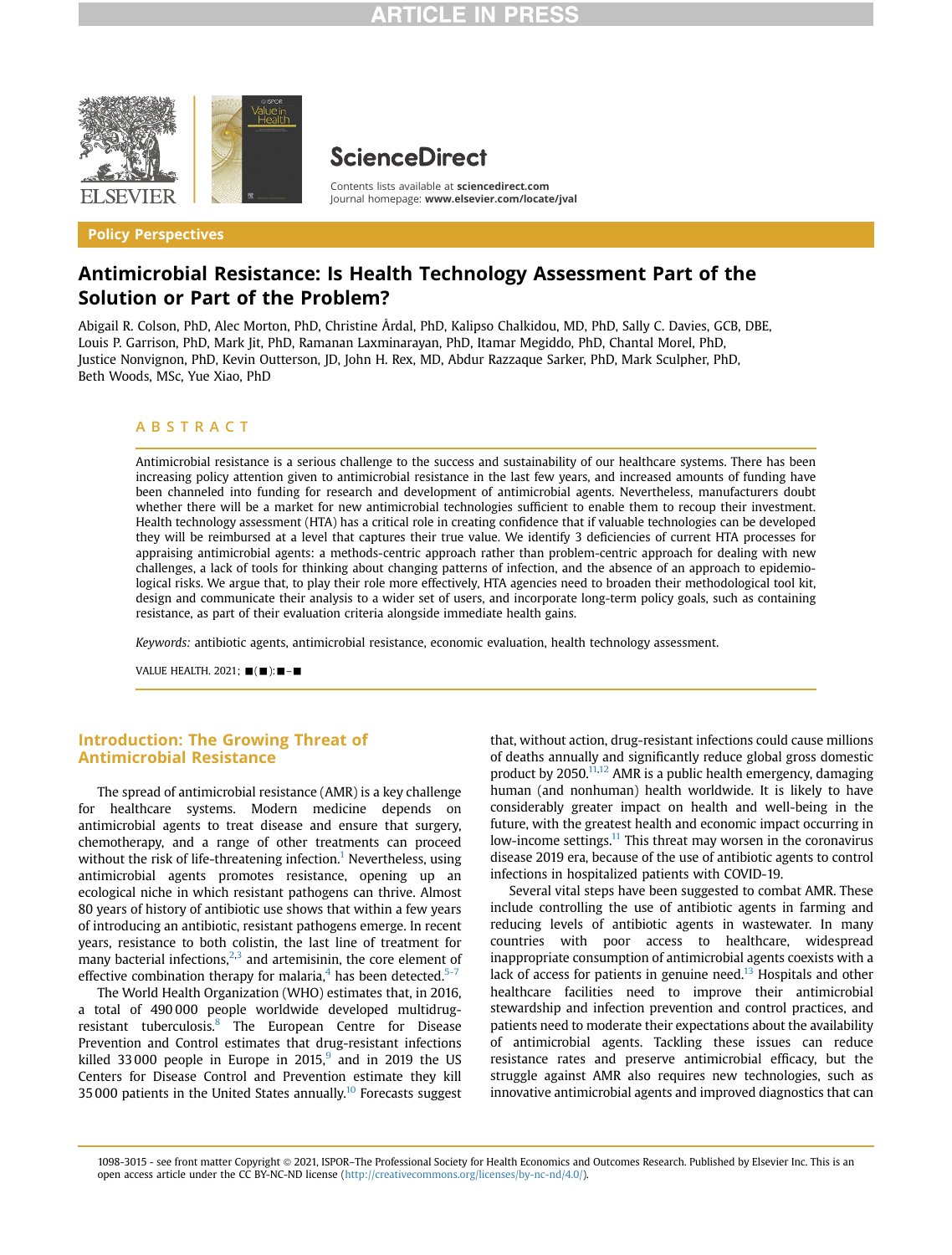Policy Perspectives

# Antimicrobial Resistance: Is Health Technology Assessment Part of the Solution or Part of the Problem?

Abigail R. Colson, PhD, Alec Morton, PhD, Christine Årdal, PhD, Kalipso Chalkidou, MD, PhD, Sally C. Davies, GCB, DBE, Louis P. Garrison, PhD, Mark Jit, PhD, Ramanan Laxminarayan, PhD, Itamar Megiddo, PhD, Chantal Morel, PhD, Justice Nonvignon, PhD, Kevin Outterson, JD, John H. Rex, MD, Abdur Razzaque Sarker, PhD, Mark Sculpher, PhD, Beth Woods, MSc, Yue Xiao, PhD

## ABSTRACT

Antimicrobial resistance is a serious challenge to the success and sustainability of our healthcare systems. There has been increasing policy attention given to antimicrobial resistance in the last few years, and increased amounts of funding have been channeled into funding for research and development of antimicrobial agents. Nevertheless, manufacturers doubt whether there will be a market for new antimicrobial technologies sufficient to enable them to recoup their investment. Health technology assessment (HTA) has a critical role in creating confidence that if valuable technologies can be developed they will be reimbursed at a level that captures their true value. We identify 3 deficiencies of current HTA processes for appraising antimicrobial agents: a methods-centric approach rather than problem-centric approach for dealing with new challenges, a lack of tools for thinking about changing patterns of infection, and the absence of an approach to epidemiological risks. We argue that, to play their role more effectively, HTA agencies need to broaden their methodological tool kit, design and communicate their analysis to a wider set of users, and incorporate long-term policy goals, such as containing resistance, as part of their evaluation criteria alongside immediate health gains.

*Keywords:* antibiotic agents, antimicrobial resistance, economic evaluation, health technology assessment.

## Introduction: The Growing Threat of Antimicrobial Resistance

The spread of antimicrobial resistance (AMR) is a key challenge for healthcare systems. Modern medicine depends on antimicrobial agents to treat disease and ensure that surgery, chemotherapy, and a range of other treatments can proceed without the risk of life-threatening infection.[1] Nevertheless, using antimicrobial agents promotes resistance, opening up an ecological niche in which resistant pathogens can thrive. Almost 80 years of history of antibiotic use shows that within a few years of introducing an antibiotic, resistant pathogens emerge. In recent years, resistance to both colistin, the last line of treatment for many bacterial infections,[2,3] and artemisinin, the core element of effective combination therapy for malaria,[4] has been detected.[5-7]

The World Health Organization (WHO) estimates that, in 2016, a total of 490 000 people worldwide developed multidrug-resistant tuberculosis.[8] The European Centre for Disease Prevention and Control estimates that drug-resistant infections killed 33 000 people in Europe in 2015,[9] and in 2019 the US Centers for Disease Control and Prevention estimate they kill 35 000 patients in the United States annually.[10] Forecasts suggest that, without action, drug-resistant infections could cause millions of deaths annually and significantly reduce global gross domestic product by 2050.[11,12] AMR is a public health emergency, damaging human (and nonhuman) health worldwide. It is likely to have considerably greater impact on health and well-being in the future, with the greatest health and economic impact occurring in low-income settings.[11] This threat may worsen in the coronavirus disease 2019 era, because of the use of antibiotic agents to control infections in hospitalized patients with COVID-19.

Several vital steps have been suggested to combat AMR. These include controlling the use of antibiotic agents in farming and reducing levels of antibiotic agents in wastewater. In many countries with poor access to healthcare, widespread inappropriate consumption of antimicrobial agents coexists with a lack of access for patients in genuine need.[13] Hospitals and other healthcare facilities need to improve their antimicrobial stewardship and infection prevention and control practices, and patients need to moderate their expectations about the availability of antimicrobial agents. Tackling these issues can reduce resistance rates and preserve antimicrobial efficacy, but the struggle against AMR also requires new technologies, such as innovative antimicrobial agents and improved diagnostics that can

1098-3015 - see front matter Copyright © 2021, ISPOR–The Professional Society for Health Economics and Outcomes Research. Published by Elsevier Inc. This is an open access article under the CC BY-NC-ND license (http://creativecommons.org/licenses/by-nc-nd/4.0/).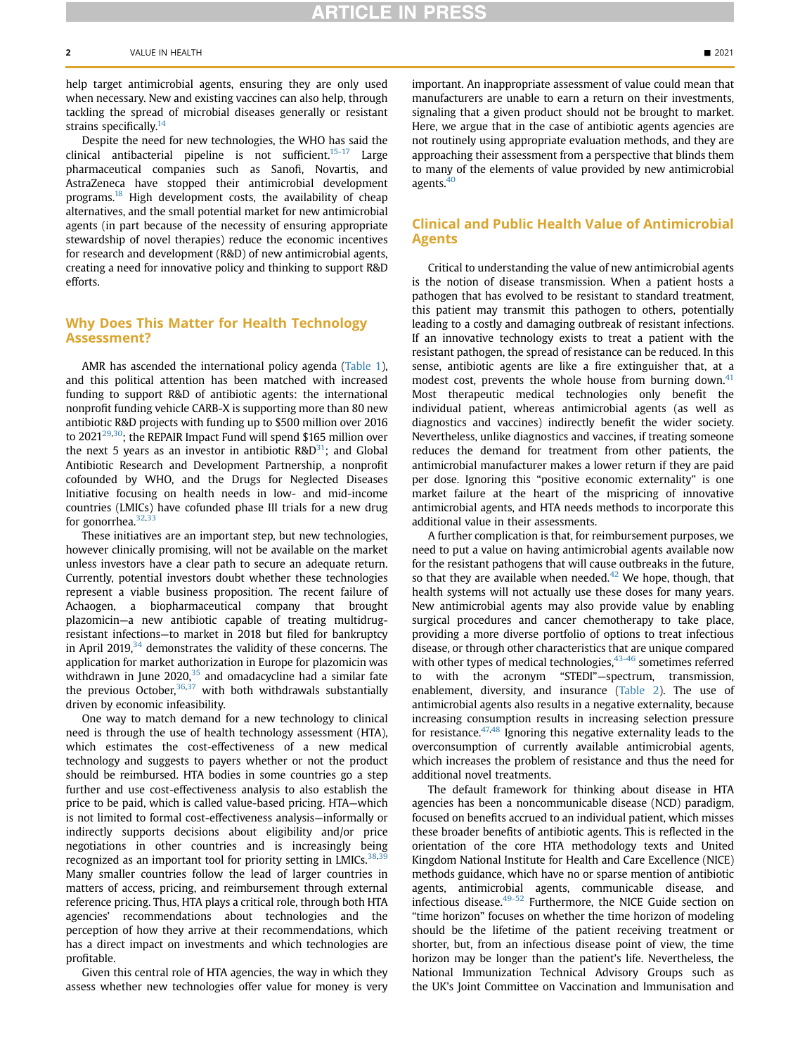help target antimicrobial agents, ensuring they are only used when necessary. New and existing vaccines can also help, through tackling the spread of microbial diseases generally or resistant strains specifically.[14]

Despite the need for new technologies, the WHO has said the clinical antibacterial pipeline is not sufficient.[15-17] Large pharmaceutical companies such as Sanofi, Novartis, and AstraZeneca have stopped their antimicrobial development programs.[18] High development costs, the availability of cheap alternatives, and the small potential market for new antimicrobial agents (in part because of the necessity of ensuring appropriate stewardship of novel therapies) reduce the economic incentives for research and development (R&D) of new antimicrobial agents, creating a need for innovative policy and thinking to support R&D efforts.

## Why Does This Matter for Health Technology Assessment?

AMR has ascended the international policy agenda (Table 1), and this political attention has been matched with increased funding to support R&D of antibiotic agents: the international nonprofit funding vehicle CARB-X is supporting more than 80 new antibiotic R&D projects with funding up to $500 million over 2016 to 2021[29,30]; the REPAIR Impact Fund will spend $165 million over the next 5 years as an investor in antibiotic R&D[31]; and Global Antibiotic Research and Development Partnership, a nonprofit cofounded by WHO, and the Drugs for Neglected Diseases Initiative focusing on health needs in low- and mid-income countries (LMICs) have cofunded phase III trials for a new drug for gonorrhea.[32,33]

These initiatives are an important step, but new technologies, however clinically promising, will not be available on the market unless investors have a clear path to secure an adequate return. Currently, potential investors doubt whether these technologies represent a viable business proposition. The recent failure of Achaogen, a biopharmaceutical company that brought plazomicin—a new antibiotic capable of treating multidrug-resistant infections—to market in 2018 but filed for bankruptcy in April 2019,[34] demonstrates the validity of these concerns. The application for market authorization in Europe for plazomicin was withdrawn in June 2020,[35] and omadacycline had a similar fate the previous October,[36,37] with both withdrawals substantially driven by economic infeasibility.

One way to match demand for a new technology to clinical need is through the use of health technology assessment (HTA), which estimates the cost-effectiveness of a new medical technology and suggests to payers whether or not the product should be reimbursed. HTA bodies in some countries go a step further and use cost-effectiveness analysis to also establish the price to be paid, which is called value-based pricing. HTA—which is not limited to formal cost-effectiveness analysis—informally or indirectly supports decisions about eligibility and/or price negotiations in other countries and is increasingly being recognized as an important tool for priority setting in LMICs.[38,39] Many smaller countries follow the lead of larger countries in matters of access, pricing, and reimbursement through external reference pricing. Thus, HTA plays a critical role, through both HTA agencies' recommendations about technologies and the perception of how they arrive at their recommendations, which has a direct impact on investments and which technologies are profitable.

Given this central role of HTA agencies, the way in which they assess whether new technologies offer value for money is very important. An inappropriate assessment of value could mean that manufacturers are unable to earn a return on their investments, signaling that a given product should not be brought to market. Here, we argue that in the case of antibiotic agents agencies are not routinely using appropriate evaluation methods, and they are approaching their assessment from a perspective that blinds them to many of the elements of value provided by new antimicrobial agents.[40]

## Clinical and Public Health Value of Antimicrobial Agents

Critical to understanding the value of new antimicrobial agents is the notion of disease transmission. When a patient hosts a pathogen that has evolved to be resistant to standard treatment, this patient may transmit this pathogen to others, potentially leading to a costly and damaging outbreak of resistant infections. If an innovative technology exists to treat a patient with the resistant pathogen, the spread of resistance can be reduced. In this sense, antibiotic agents are like a fire extinguisher that, at a modest cost, prevents the whole house from burning down.[41] Most therapeutic medical technologies only benefit the individual patient, whereas antimicrobial agents (as well as diagnostics and vaccines) indirectly benefit the wider society. Nevertheless, unlike diagnostics and vaccines, if treating someone reduces the demand for treatment from other patients, the antimicrobial manufacturer makes a lower return if they are paid per dose. Ignoring this "positive economic externality" is one market failure at the heart of the mispricing of innovative antimicrobial agents, and HTA needs methods to incorporate this additional value in their assessments.

A further complication is that, for reimbursement purposes, we need to put a value on having antimicrobial agents available now for the resistant pathogens that will cause outbreaks in the future, so that they are available when needed.[42] We hope, though, that health systems will not actually use these doses for many years. New antimicrobial agents may also provide value by enabling surgical procedures and cancer chemotherapy to take place, providing a more diverse portfolio of options to treat infectious disease, or through other characteristics that are unique compared with other types of medical technologies,[43-46] sometimes referred to with the acronym "STEDI"—spectrum, transmission, enablement, diversity, and insurance (Table 2). The use of antimicrobial agents also results in a negative externality, because increasing consumption results in increasing selection pressure for resistance.[47,48] Ignoring this negative externality leads to the overconsumption of currently available antimicrobial agents, which increases the problem of resistance and thus the need for additional novel treatments.

The default framework for thinking about disease in HTA agencies has been a noncommunicable disease (NCD) paradigm, focused on benefits accrued to an individual patient, which misses these broader benefits of antibiotic agents. This is reflected in the orientation of the core HTA methodology texts and United Kingdom National Institute for Health and Care Excellence (NICE) methods guidance, which have no or sparse mention of antibiotic agents, antimicrobial agents, communicable disease, and infectious disease.[49-52] Furthermore, the NICE Guide section on "time horizon" focuses on whether the time horizon of modeling should be the lifetime of the patient receiving treatment or shorter, but, from an infectious disease point of view, the time horizon may be longer than the patient's life. Nevertheless, the National Immunization Technical Advisory Groups such as the UK's Joint Committee on Vaccination and Immunisation and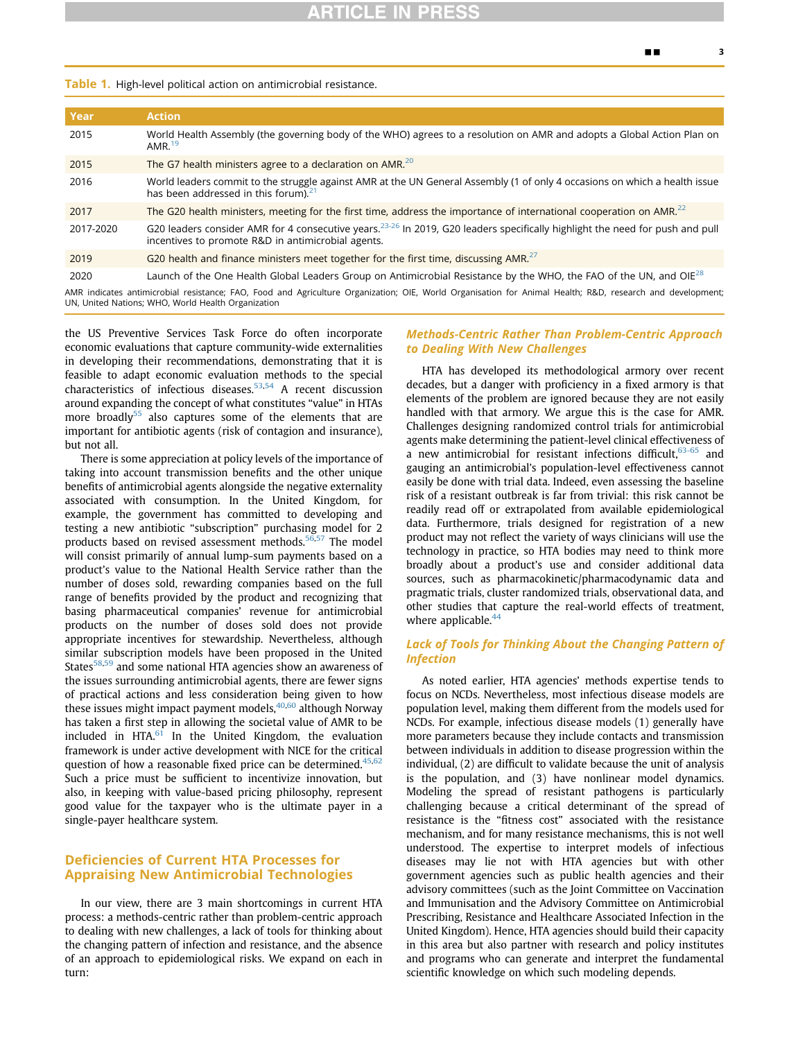**Table 1.** High-level political action on antimicrobial resistance.

| Year | Action |
| --- | --- |
| 2015 | World Health Assembly (the governing body of the WHO) agrees to a resolution on AMR and adopts a Global Action Plan on AMR.[19] |
| 2015 | The G7 health ministers agree to a declaration on AMR.[20] |
| 2016 | World leaders commit to the struggle against AMR at the UN General Assembly (1 of only 4 occasions on which a health issue has been addressed in this forum).[21] |
| 2017 | The G20 health ministers, meeting for the first time, address the importance of international cooperation on AMR.[22] |
| 2017-2020 | G20 leaders consider AMR for 4 consecutive years.[23-26] In 2019, G20 leaders specifically highlight the need for push and pull incentives to promote R&D in antimicrobial agents. |
| 2019 | G20 health and finance ministers meet together for the first time, discussing AMR.[27] |
| 2020 | Launch of the One Health Global Leaders Group on Antimicrobial Resistance by the WHO, the FAO of the UN, and OIE[28] |

AMR indicates antimicrobial resistance; FAO, Food and Agriculture Organization; OIE, World Organisation for Animal Health; R&D, research and development; UN, United Nations; WHO, World Health Organization

the US Preventive Services Task Force do often incorporate economic evaluations that capture community-wide externalities in developing their recommendations, demonstrating that it is feasible to adapt economic evaluation methods to the special characteristics of infectious diseases.[53,54] A recent discussion around expanding the concept of what constitutes "value" in HTAs more broadly[55] also captures some of the elements that are important for antibiotic agents (risk of contagion and insurance), but not all.

There is some appreciation at policy levels of the importance of taking into account transmission benefits and the other unique benefits of antimicrobial agents alongside the negative externality associated with consumption. In the United Kingdom, for example, the government has committed to developing and testing a new antibiotic "subscription" purchasing model for 2 products based on revised assessment methods.[56,57] The model will consist primarily of annual lump-sum payments based on a product's value to the National Health Service rather than the number of doses sold, rewarding companies based on the full range of benefits provided by the product and recognizing that basing pharmaceutical companies' revenue for antimicrobial products on the number of doses sold does not provide appropriate incentives for stewardship. Nevertheless, although similar subscription models have been proposed in the United States[58,59] and some national HTA agencies show an awareness of the issues surrounding antimicrobial agents, there are fewer signs of practical actions and less consideration being given to how these issues might impact payment models,[40,60] although Norway has taken a first step in allowing the societal value of AMR to be included in HTA.[61] In the United Kingdom, the evaluation framework is under active development with NICE for the critical question of how a reasonable fixed price can be determined.[45,62] Such a price must be sufficient to incentivize innovation, but also, in keeping with value-based pricing philosophy, represent good value for the taxpayer who is the ultimate payer in a single-payer healthcare system.

## Deficiencies of Current HTA Processes for Appraising New Antimicrobial Technologies

In our view, there are 3 main shortcomings in current HTA process: a methods-centric rather than problem-centric approach to dealing with new challenges, a lack of tools for thinking about the changing pattern of infection and resistance, and the absence of an approach to epidemiological risks. We expand on each in turn:

### *Methods-Centric Rather Than Problem-Centric Approach to Dealing With New Challenges*

HTA has developed its methodological armory over recent decades, but a danger with proficiency in a fixed armory is that elements of the problem are ignored because they are not easily handled with that armory. We argue this is the case for AMR. Challenges designing randomized control trials for antimicrobial agents make determining the patient-level clinical effectiveness of a new antimicrobial for resistant infections difficult,[63-65] and gauging an antimicrobial's population-level effectiveness cannot easily be done with trial data. Indeed, even assessing the baseline risk of a resistant outbreak is far from trivial: this risk cannot be readily read off or extrapolated from available epidemiological data. Furthermore, trials designed for registration of a new product may not reflect the variety of ways clinicians will use the technology in practice, so HTA bodies may need to think more broadly about a product's use and consider additional data sources, such as pharmacokinetic/pharmacodynamic data and pragmatic trials, cluster randomized trials, observational data, and other studies that capture the real-world effects of treatment, where applicable.[44]

### *Lack of Tools for Thinking About the Changing Pattern of Infection*

As noted earlier, HTA agencies' methods expertise tends to focus on NCDs. Nevertheless, most infectious disease models are population level, making them different from the models used for NCDs. For example, infectious disease models (1) generally have more parameters because they include contacts and transmission between individuals in addition to disease progression within the individual, (2) are difficult to validate because the unit of analysis is the population, and (3) have nonlinear model dynamics. Modeling the spread of resistant pathogens is particularly challenging because a critical determinant of the spread of resistance is the "fitness cost" associated with the resistance mechanism, and for many resistance mechanisms, this is not well understood. The expertise to interpret models of infectious diseases may lie not with HTA agencies but with other government agencies such as public health agencies and their advisory committees (such as the Joint Committee on Vaccination and Immunisation and the Advisory Committee on Antimicrobial Prescribing, Resistance and Healthcare Associated Infection in the United Kingdom). Hence, HTA agencies should build their capacity in this area but also partner with research and policy institutes and programs who can generate and interpret the fundamental scientific knowledge on which such modeling depends.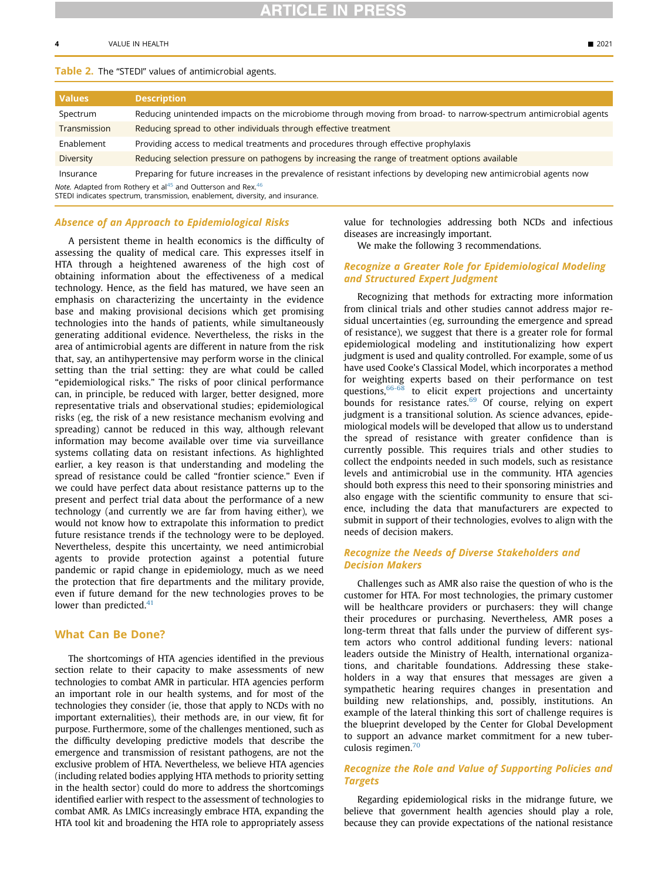Table 2. The "STEDI" values of antimicrobial agents.

| Values | Description |
| --- | --- |
| Spectrum | Reducing unintended impacts on the microbiome through moving from broad- to narrow-spectrum antimicrobial agents |
| Transmission | Reducing spread to other individuals through effective treatment |
| Enablement | Providing access to medical treatments and procedures through effective prophylaxis |
| Diversity | Reducing selection pressure on pathogens by increasing the range of treatment options available |
| Insurance | Preparing for future increases in the prevalence of resistant infections by developing new antimicrobial agents now |

*Note.* Adapted from Rothery et al[45] and Outterson and Rex.[46]
STEDI indicates spectrum, transmission, enablement, diversity, and insurance.

### Absence of an Approach to Epidemiological Risks

A persistent theme in health economics is the difficulty of assessing the quality of medical care. This expresses itself in HTA through a heightened awareness of the high cost of obtaining information about the effectiveness of a medical technology. Hence, as the field has matured, we have seen an emphasis on characterizing the uncertainty in the evidence base and making provisional decisions which get promising technologies into the hands of patients, while simultaneously generating additional evidence. Nevertheless, the risks in the area of antimicrobial agents are different in nature from the risk that, say, an antihypertensive may perform worse in the clinical setting than the trial setting: they are what could be called "epidemiological risks." The risks of poor clinical performance can, in principle, be reduced with larger, better designed, more representative trials and observational studies; epidemiological risks (eg, the risk of a new resistance mechanism evolving and spreading) cannot be reduced in this way, although relevant information may become available over time via surveillance systems collating data on resistant infections. As highlighted earlier, a key reason is that understanding and modeling the spread of resistance could be called "frontier science." Even if we could have perfect data about resistance patterns up to the present and perfect trial data about the performance of a new technology (and currently we are far from having either), we would not know how to extrapolate this information to predict future resistance trends if the technology were to be deployed. Nevertheless, despite this uncertainty, we need antimicrobial agents to provide protection against a potential future pandemic or rapid change in epidemiology, much as we need the protection that fire departments and the military provide, even if future demand for the new technologies proves to be lower than predicted.[41]

## What Can Be Done?

The shortcomings of HTA agencies identified in the previous section relate to their capacity to make assessments of new technologies to combat AMR in particular. HTA agencies perform an important role in our health systems, and for most of the technologies they consider (ie, those that apply to NCDs with no important externalities), their methods are, in our view, fit for purpose. Furthermore, some of the challenges mentioned, such as the difficulty developing predictive models that describe the emergence and transmission of resistant pathogens, are not the exclusive problem of HTA. Nevertheless, we believe HTA agencies (including related bodies applying HTA methods to priority setting in the health sector) could do more to address the shortcomings identified earlier with respect to the assessment of technologies to combat AMR. As LMICs increasingly embrace HTA, expanding the HTA tool kit and broadening the HTA role to appropriately assess value for technologies addressing both NCDs and infectious diseases are increasingly important.

We make the following 3 recommendations.

### Recognize a Greater Role for Epidemiological Modeling and Structured Expert Judgment

Recognizing that methods for extracting more information from clinical trials and other studies cannot address major residual uncertainties (eg, surrounding the emergence and spread of resistance), we suggest that there is a greater role for formal epidemiological modeling and institutionalizing how expert judgment is used and quality controlled. For example, some of us have used Cooke's Classical Model, which incorporates a method for weighting experts based on their performance on test questions,[66-68] to elicit expert projections and uncertainty bounds for resistance rates.[69] Of course, relying on expert judgment is a transitional solution. As science advances, epidemiological models will be developed that allow us to understand the spread of resistance with greater confidence than is currently possible. This requires trials and other studies to collect the endpoints needed in such models, such as resistance levels and antimicrobial use in the community. HTA agencies should both express this need to their sponsoring ministries and also engage with the scientific community to ensure that science, including the data that manufacturers are expected to submit in support of their technologies, evolves to align with the needs of decision makers.

### Recognize the Needs of Diverse Stakeholders and Decision Makers

Challenges such as AMR also raise the question of who is the customer for HTA. For most technologies, the primary customer will be healthcare providers or purchasers: they will change their procedures or purchasing. Nevertheless, AMR poses a long-term threat that falls under the purview of different system actors who control additional funding levers: national leaders outside the Ministry of Health, international organizations, and charitable foundations. Addressing these stakeholders in a way that ensures that messages are given a sympathetic hearing requires changes in presentation and building new relationships, and, possibly, institutions. An example of the lateral thinking this sort of challenge requires is the blueprint developed by the Center for Global Development to support an advance market commitment for a new tuberculosis regimen.[70]

### Recognize the Role and Value of Supporting Policies and Targets

Regarding epidemiological risks in the midrange future, we believe that government health agencies should play a role, because they can provide expectations of the national resistance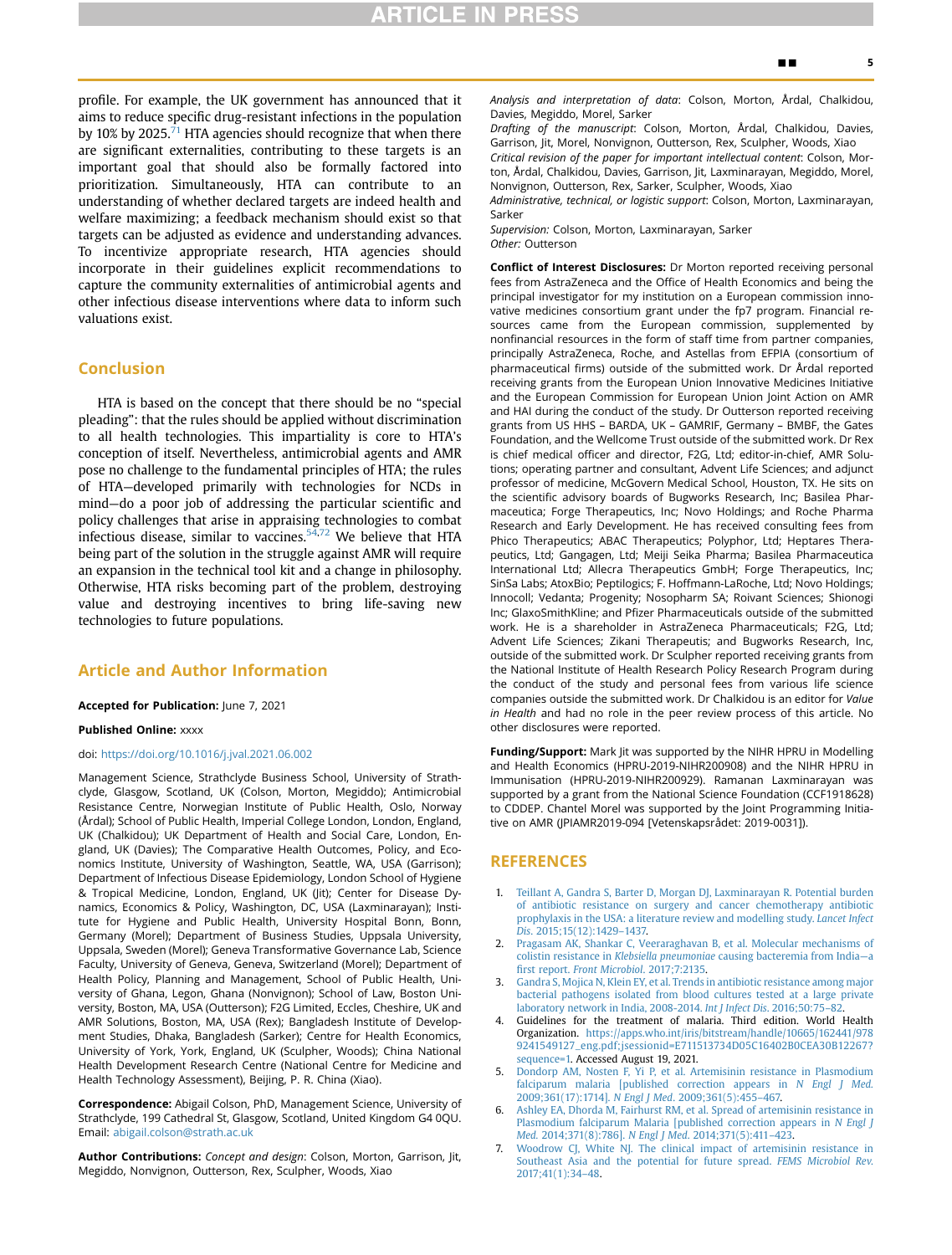profile. For example, the UK government has announced that it aims to reduce specific drug-resistant infections in the population by 10% by 2025.[71] HTA agencies should recognize that when there are significant externalities, contributing to these targets is an important goal that should also be formally factored into prioritization. Simultaneously, HTA can contribute to an understanding of whether declared targets are indeed health and welfare maximizing; a feedback mechanism should exist so that targets can be adjusted as evidence and understanding advances. To incentivize appropriate research, HTA agencies should incorporate in their guidelines explicit recommendations to capture the community externalities of antimicrobial agents and other infectious disease interventions where data to inform such valuations exist.

## Conclusion

HTA is based on the concept that there should be no "special pleading": that the rules should be applied without discrimination to all health technologies. This impartiality is core to HTA's conception of itself. Nevertheless, antimicrobial agents and AMR pose no challenge to the fundamental principles of HTA; the rules of HTA—developed primarily with technologies for NCDs in mind—do a poor job of addressing the particular scientific and policy challenges that arise in appraising technologies to combat infectious disease, similar to vaccines.[54,72] We believe that HTA being part of the solution in the struggle against AMR will require an expansion in the technical tool kit and a change in philosophy. Otherwise, HTA risks becoming part of the problem, destroying value and destroying incentives to bring life-saving new technologies to future populations.

## Article and Author Information

**Accepted for Publication:** June 7, 2021

**Published Online:** xxxx

doi: https://doi.org/10.1016/j.jval.2021.06.002

Management Science, Strathclyde Business School, University of Strathclyde, Glasgow, Scotland, UK (Colson, Morton, Megiddo); Antimicrobial Resistance Centre, Norwegian Institute of Public Health, Oslo, Norway (Årdal); School of Public Health, Imperial College London, London, England, UK (Chalkidou); UK Department of Health and Social Care, London, England, UK (Davies); The Comparative Health Outcomes, Policy, and Economics Institute, University of Washington, Seattle, WA, USA (Garrison); Department of Infectious Disease Epidemiology, London School of Hygiene & Tropical Medicine, London, England, UK (Jit); Center for Disease Dynamics, Economics & Policy, Washington, DC, USA (Laxminarayan); Institute for Hygiene and Public Health, University Hospital Bonn, Bonn, Germany (Morel); Department of Business Studies, Uppsala University, Uppsala, Sweden (Morel); Geneva Transformative Governance Lab, Science Faculty, University of Geneva, Geneva, Switzerland (Morel); Department of Health Policy, Planning and Management, School of Public Health, University of Ghana, Legon, Ghana (Nonvignon); School of Law, Boston University, Boston, MA, USA (Outterson); F2G Limited, Eccles, Cheshire, UK and AMR Solutions, Boston, MA, USA (Rex); Bangladesh Institute of Development Studies, Dhaka, Bangladesh (Sarker); Centre for Health Economics, University of York, York, England, UK (Sculpher, Woods); China National Health Development Research Centre (National Centre for Medicine and Health Technology Assessment), Beijing, P. R. China (Xiao).

**Correspondence:** Abigail Colson, PhD, Management Science, University of Strathclyde, 199 Cathedral St, Glasgow, Scotland, United Kingdom G4 0QU. Email: abigail.colson@strath.ac.uk

**Author Contributions:** *Concept and design*: Colson, Morton, Garrison, Jit, Megiddo, Nonvignon, Outterson, Rex, Sculpher, Woods, Xiao

*Analysis and interpretation of data*: Colson, Morton, Årdal, Chalkidou, Davies, Megiddo, Morel, Sarker

*Drafting of the manuscript*: Colson, Morton, Årdal, Chalkidou, Davies, Garrison, Jit, Morel, Nonvignon, Outterson, Rex, Sculpher, Woods, Xiao

*Critical revision of the paper for important intellectual content*: Colson, Morton, Årdal, Chalkidou, Davies, Garrison, Jit, Laxminarayan, Megiddo, Morel, Nonvignon, Outterson, Rex, Sarker, Sculpher, Woods, Xiao

*Administrative, technical, or logistic support*: Colson, Morton, Laxminarayan, Sarker

*Supervision:* Colson, Morton, Laxminarayan, Sarker

*Other:* Outterson

**Conflict of Interest Disclosures:** Dr Morton reported receiving personal fees from AstraZeneca and the Office of Health Economics and being the principal investigator for my institution on a European commission innovative medicines consortium grant under the fp7 program. Financial resources came from the European commission, supplemented by nonfinancial resources in the form of staff time from partner companies, principally AstraZeneca, Roche, and Astellas from EFPIA (consortium of pharmaceutical firms) outside of the submitted work. Dr Årdal reported receiving grants from the European Union Innovative Medicines Initiative and the European Commission for European Union Joint Action on AMR and HAI during the conduct of the study. Dr Outterson reported receiving grants from US HHS – BARDA, UK – GAMRIF, Germany – BMBF, the Gates Foundation, and the Wellcome Trust outside of the submitted work. Dr Rex is chief medical officer and director, F2G, Ltd; editor-in-chief, AMR Solutions; operating partner and consultant, Advent Life Sciences; and adjunct professor of medicine, McGovern Medical School, Houston, TX. He sits on the scientific advisory boards of Bugworks Research, Inc; Basilea Pharmaceutica; Forge Therapeutics, Inc; Novo Holdings; and Roche Pharma Research and Early Development. He has received consulting fees from Phico Therapeutics; ABAC Therapeutics; Polyphor, Ltd; Heptares Therapeutics, Ltd; Gangagen, Ltd; Meiji Seika Pharma; Basilea Pharmaceutica International Ltd; Allecra Therapeutics GmbH; Forge Therapeutics, Inc; SinSa Labs; AtoxBio; Peptilogics; F. Hoffmann-LaRoche, Ltd; Novo Holdings; Innocoll; Vedanta; Progenity; Nosopharm SA; Roivant Sciences; Shionogi Inc; GlaxoSmithKline; and Pfizer Pharmaceuticals outside of the submitted work. He is a shareholder in AstraZeneca Pharmaceuticals; F2G, Ltd; Advent Life Sciences; Zikani Therapeutis; and Bugworks Research, Inc, outside of the submitted work. Dr Sculpher reported receiving grants from the National Institute of Health Research Policy Research Program during the conduct of the study and personal fees from various life science companies outside the submitted work. Dr Chalkidou is an editor for *Value in Health* and had no role in the peer review process of this article. No other disclosures were reported.

**Funding/Support:** Mark Jit was supported by the NIHR HPRU in Modelling and Health Economics (HPRU-2019-NIHR200908) and the NIHR HPRU in Immunisation (HPRU-2019-NIHR200929). Ramanan Laxminarayan was supported by a grant from the National Science Foundation (CCF1918628) to CDDEP. Chantel Morel was supported by the Joint Programming Initiative on AMR (JPIAMR2019-094 [Vetenskapsrådet: 2019-0031]).

## REFERENCES

1. Teillant A, Gandra S, Barter D, Morgan DJ, Laxminarayan R. Potential burden of antibiotic resistance on surgery and cancer chemotherapy antibiotic prophylaxis in the USA: a literature review and modelling study. *Lancet Infect Dis*. 2015;15(12):1429–1437.
2. Pragasam AK, Shankar C, Veeraghavan B, et al. Molecular mechanisms of colistin resistance in *Klebsiella pneumoniae* causing bacteremia from India—a first report. *Front Microbiol*. 2017;7:2135.
3. Gandra S, Mojica N, Klein EY, et al. Trends in antibiotic resistance among major bacterial pathogens isolated from blood cultures tested at a large private laboratory network in India, 2008-2014. *Int J Infect Dis*. 2016;50:75–82.
4. Guidelines for the treatment of malaria. Third edition. World Health Organization. https://apps.who.int/iris/bitstream/handle/10665/162441/9789241549127_eng.pdf;jsessionid=E711513734D05C16402B0CEA30B12267?sequence=1. Accessed August 19, 2021.
5. Dondorp AM, Nosten F, Yi P, et al. Artemisinin resistance in Plasmodium falciparum malaria [published correction appears in *N Engl J Med*. 2009;361(17):1714]. *N Engl J Med*. 2009;361(5):455–467.
6. Ashley EA, Dhorda M, Fairhurst RM, et al. Spread of artemisinin resistance in Plasmodium falciparum Malaria [published correction appears in *N Engl J Med*. 2014;371(8):786]. *N Engl J Med*. 2014;371(5):411–423.
7. Woodrow CJ, White NJ. The clinical impact of artemisinin resistance in Southeast Asia and the potential for future spread. *FEMS Microbiol Rev*. 2017;41(1):34–48.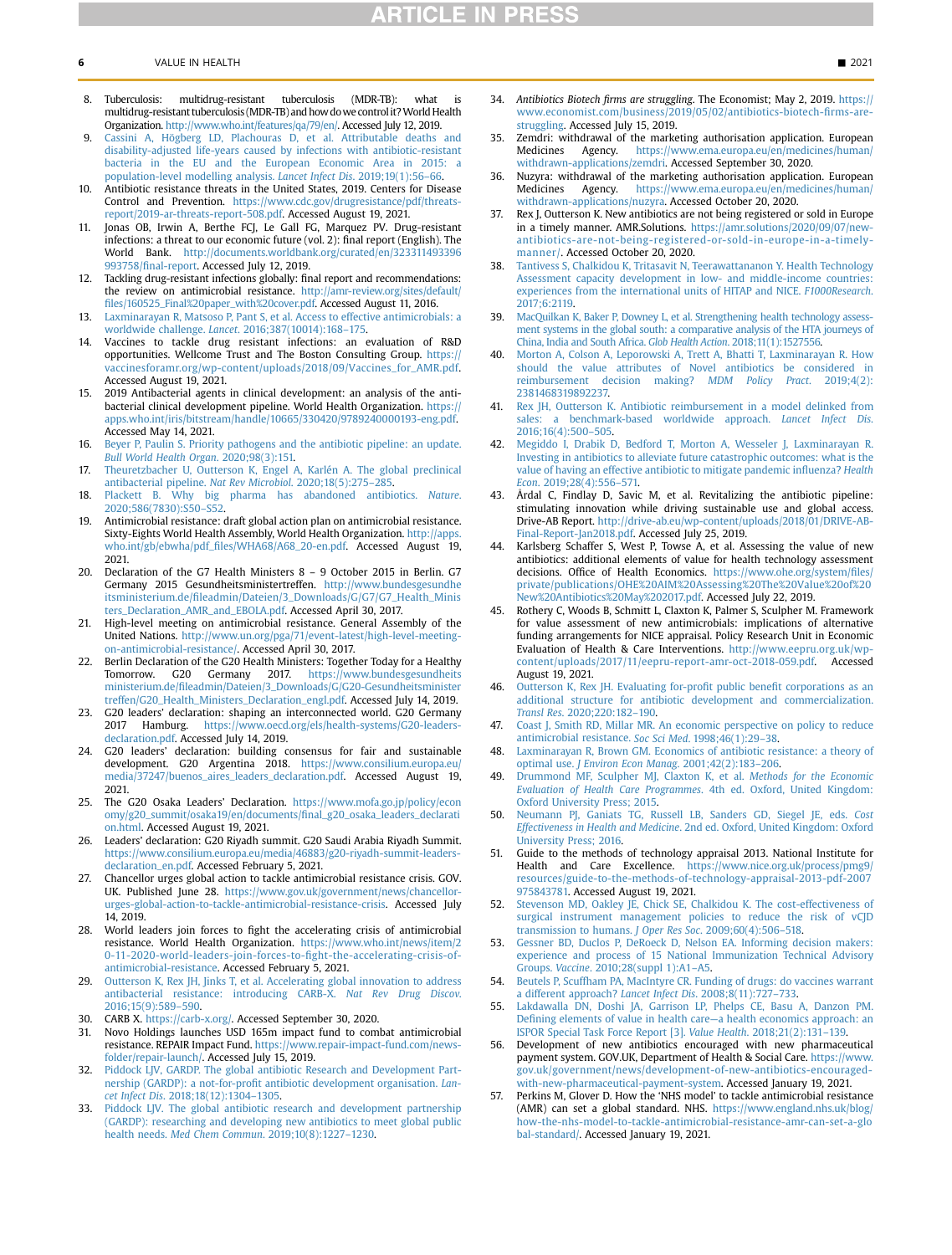8. Tuberculosis: multidrug-resistant tuberculosis (MDR-TB): what is multidrug-resistant tuberculosis (MDR-TB) and how do we control it? World Health Organization. http://www.who.int/features/qa/79/en/. Accessed July 12, 2019.
9. Cassini A, Högberg LD, Plachouras D, et al. Attributable deaths and disability-adjusted life-years caused by infections with antibiotic-resistant bacteria in the EU and the European Economic Area in 2015: a population-level modelling analysis. *Lancet Infect Dis*. 2019;19(1):56–66.
10. Antibiotic resistance threats in the United States, 2019. Centers for Disease Control and Prevention. https://www.cdc.gov/drugresistance/pdf/threats-report/2019-ar-threats-report-508.pdf. Accessed August 19, 2021.
11. Jonas OB, Irwin A, Berthe FCJ, Le Gall FG, Marquez PV. Drug-resistant infections: a threat to our economic future (vol. 2): final report (English). The World Bank. http://documents.worldbank.org/curated/en/323311493396993758/final-report. Accessed July 12, 2019.
12. Tackling drug-resistant infections globally: final report and recommendations: the review on antimicrobial resistance. http://amr-review.org/sites/default/files/160525_Final%20paper_with%20cover.pdf. Accessed August 11, 2016.
13. Laxminarayan R, Matsoso P, Pant S, et al. Access to effective antimicrobials: a worldwide challenge. *Lancet*. 2016;387(10014):168–175.
14. Vaccines to tackle drug resistant infections: an evaluation of R&D opportunities. Wellcome Trust and The Boston Consulting Group. https://vaccinesforamr.org/wp-content/uploads/2018/09/Vaccines_for_AMR.pdf. Accessed August 19, 2021.
15. 2019 Antibacterial agents in clinical development: an analysis of the antibacterial clinical development pipeline. World Health Organization. https://apps.who.int/iris/bitstream/handle/10665/330420/9789240000193-eng.pdf. Accessed May 14, 2021.
16. Beyer P, Paulin S. Priority pathogens and the antibiotic pipeline: an update. *Bull World Health Organ*. 2020;98(3):151.
17. Theuretzbacher U, Outterson K, Engel A, Karlén A. The global preclinical antibacterial pipeline. *Nat Rev Microbiol*. 2020;18(5):275–285.
18. Plackett B. Why big pharma has abandoned antibiotics. *Nature*. 2020;586(7830):S50–S52.
19. Antimicrobial resistance: draft global action plan on antimicrobial resistance. Sixty-Eights World Health Assembly, World Health Organization. http://apps.who.int/gb/ebwha/pdf_files/WHA68/A68_20-en.pdf. Accessed August 19, 2021.
20. Declaration of the G7 Health Ministers 8 – 9 October 2015 in Berlin. G7 Germany 2015 Gesundheitsministertreffen. http://www.bundesgesundheitsministerium.de/fileadmin/Dateien/3_Downloads/G/G7/G7_Health_Ministers_Declaration_AMR_and_EBOLA.pdf. Accessed April 30, 2017.
21. High-level meeting on antimicrobial resistance. General Assembly of the United Nations. http://www.un.org/pga/71/event-latest/high-level-meeting-on-antimicrobial-resistance/. Accessed April 30, 2017.
22. Berlin Declaration of the G20 Health Ministers: Together Today for a Healthy Tomorrow. G20 Germany 2017. https://www.bundesgesundheitsministerium.de/fileadmin/Dateien/3_Downloads/G/G20-Gesundheitsministertreffen/G20_Health_Ministers_Declaration_engl.pdf. Accessed July 14, 2019.
23. G20 leaders' declaration: shaping an interconnected world. G20 Germany 2017 Hamburg. https://www.oecd.org/els/health-systems/G20-leaders-declaration.pdf. Accessed July 14, 2019.
24. G20 leaders' declaration: building consensus for fair and sustainable development. G20 Argentina 2018. https://www.consilium.europa.eu/media/37247/buenos_aires_leaders_declaration.pdf. Accessed August 19, 2021.
25. The G20 Osaka Leaders' Declaration. https://www.mofa.go.jp/policy/economy/g20_summit/osaka19/en/documents/final_g20_osaka_leaders_declaration.html. Accessed August 19, 2021.
26. Leaders' declaration: G20 Riyadh summit. G20 Saudi Arabia Riyadh Summit. https://www.consilium.europa.eu/media/46883/g20-riyadh-summit-leaders-declaration_en.pdf. Accessed February 5, 2021.
27. Chancellor urges global action to tackle antimicrobial resistance crisis. GOV.UK. Published June 28. https://www.gov.uk/government/news/chancellor-urges-global-action-to-tackle-antimicrobial-resistance-crisis. Accessed July 14, 2019.
28. World leaders join forces to fight the accelerating crisis of antimicrobial resistance. World Health Organization. https://www.who.int/news/item/20-11-2020-world-leaders-join-forces-to-fight-the-accelerating-crisis-of-antimicrobial-resistance. Accessed February 5, 2021.
29. Outterson K, Rex JH, Jinks T, et al. Accelerating global innovation to address antibacterial resistance: introducing CARB-X. *Nat Rev Drug Discov*. 2016;15(9):589–590.
30. CARB X. https://carb-x.org/. Accessed September 30, 2020.
31. Novo Holdings launches USD 165m impact fund to combat antimicrobial resistance. REPAIR Impact Fund. https://www.repair-impact-fund.com/news-folder/repair-launch/. Accessed July 15, 2019.
32. Piddock LJV, GARDP. The global antibiotic Research and Development Partnership (GARDP): a not-for-profit antibiotic development organisation. *Lancet Infect Dis*. 2018;18(12):1304–1305.
33. Piddock LJV. The global antibiotic research and development partnership (GARDP): researching and developing new antibiotics to meet global public health needs. *Med Chem Commun*. 2019;10(8):1227–1230.
34. *Antibiotics Biotech firms are struggling*. The Economist; May 2, 2019. https://www.economist.com/business/2019/05/02/antibiotics-biotech-firms-are-struggling. Accessed July 15, 2019.
35. Zemdri: withdrawal of the marketing authorisation application. European Medicines Agency. https://www.ema.europa.eu/en/medicines/human/withdrawn-applications/zemdri. Accessed September 30, 2020.
36. Nuzyra: withdrawal of the marketing authorisation application. European Medicines Agency. https://www.ema.europa.eu/en/medicines/human/withdrawn-applications/nuzyra. Accessed October 20, 2020.
37. Rex J, Outterson K. New antibiotics are not being registered or sold in Europe in a timely manner. AMR.Solutions. https://amr.solutions/2020/09/07/new-antibiotics-are-not-being-registered-or-sold-in-europe-in-a-timely-manner/. Accessed October 20, 2020.
38. Tantivess S, Chalkidou K, Tritasavit N, Teerawattananon Y. Health Technology Assessment capacity development in low- and middle-income countries: experiences from the international units of HITAP and NICE. *F1000Research*. 2017;6:2119.
39. MacQuilkan K, Baker P, Downey L, et al. Strengthening health technology assessment systems in the global south: a comparative analysis of the HTA journeys of China, India and South Africa. *Glob Health Action*. 2018;11(1):1527556.
40. Morton A, Colson A, Leporowski A, Trett A, Bhatti T, Laxminarayan R. How should the value attributes of Novel antibiotics be considered in reimbursement decision making? *MDM Policy Pract*. 2019;4(2):2381468319892237.
41. Rex JH, Outterson K. Antibiotic reimbursement in a model delinked from sales: a benchmark-based worldwide approach. *Lancet Infect Dis*. 2016;16(4):500–505.
42. Megiddo I, Drabik D, Bedford T, Morton A, Wesseler J, Laxminarayan R. Investing in antibiotics to alleviate future catastrophic outcomes: what is the value of having an effective antibiotic to mitigate pandemic influenza? *Health Econ*. 2019;28(4):556–571.
43. Årdal C, Findlay D, Savic M, et al. Revitalizing the antibiotic pipeline: stimulating innovation while driving sustainable use and global access. Drive-AB Report. http://drive-ab.eu/wp-content/uploads/2018/01/DRIVE-AB-Final-Report-Jan2018.pdf. Accessed July 25, 2019.
44. Karlsberg Schaffer S, West P, Towse A, et al. Assessing the value of new antibiotics: additional elements of value for health technology assessment decisions. Office of Health Economics. https://www.ohe.org/system/files/private/publications/OHE%20AIM%20Assessing%20The%20Value%20of%20New%20Antibiotics%20May%202017.pdf. Accessed July 22, 2019.
45. Rothery C, Woods B, Schmitt L, Claxton K, Palmer S, Sculpher M. Framework for value assessment of new antimicrobials: implications of alternative funding arrangements for NICE appraisal. Policy Research Unit in Economic Evaluation of Health & Care Interventions. http://www.eepru.org.uk/wp-content/uploads/2017/11/eepru-report-amr-oct-2018-059.pdf. Accessed August 19, 2021.
46. Outterson K, Rex JH. Evaluating for-profit public benefit corporations as an additional structure for antibiotic development and commercialization. *Transl Res*. 2020;220:182–190.
47. Coast J, Smith RD, Millar MR. An economic perspective on policy to reduce antimicrobial resistance. *Soc Sci Med*. 1998;46(1):29–38.
48. Laxminarayan R, Brown GM. Economics of antibiotic resistance: a theory of optimal use. *J Environ Econ Manag*. 2001;42(2):183–206.
49. Drummond MF, Sculpher MJ, Claxton K, et al. *Methods for the Economic Evaluation of Health Care Programmes*. 4th ed. Oxford, United Kingdom: Oxford University Press; 2015.
50. Neumann PJ, Ganiats TG, Russell LB, Sanders GD, Siegel JE, eds. *Cost Effectiveness in Health and Medicine*. 2nd ed. Oxford, United Kingdom: Oxford University Press; 2016.
51. Guide to the methods of technology appraisal 2013. National Institute for Health and Care Excellence. https://www.nice.org.uk/process/pmg9/resources/guide-to-the-methods-of-technology-appraisal-2013-pdf-2007975843781. Accessed August 19, 2021.
52. Stevenson MD, Oakley JE, Chick SE, Chalkidou K. The cost-effectiveness of surgical instrument management policies to reduce the risk of vCJD transmission to humans. *J Oper Res Soc*. 2009;60(4):506–518.
53. Gessner BD, Duclos P, DeRoeck D, Nelson EA. Informing decision makers: experience and process of 15 National Immunization Technical Advisory Groups. *Vaccine*. 2010;28(suppl 1):A1–A5.
54. Beutels P, Scuffham PA, MacIntyre CR. Funding of drugs: do vaccines warrant a different approach? *Lancet Infect Dis*. 2008;8(11):727–733.
55. Lakdawalla DN, Doshi JA, Garrison LP, Phelps CE, Basu A, Danzon PM. Defining elements of value in health care—a health economics approach: an ISPOR Special Task Force Report [3]. *Value Health*. 2018;21(2):131–139.
56. Development of new antibiotics encouraged with new pharmaceutical payment system. GOV.UK, Department of Health & Social Care. https://www.gov.uk/government/news/development-of-new-antibiotics-encouraged-with-new-pharmaceutical-payment-system. Accessed January 19, 2021.
57. Perkins M, Glover D. How the 'NHS model' to tackle antimicrobial resistance (AMR) can set a global standard. NHS. https://www.england.nhs.uk/blog/how-the-nhs-model-to-tackle-antimicrobial-resistance-amr-can-set-a-global-standard/. Accessed January 19, 2021.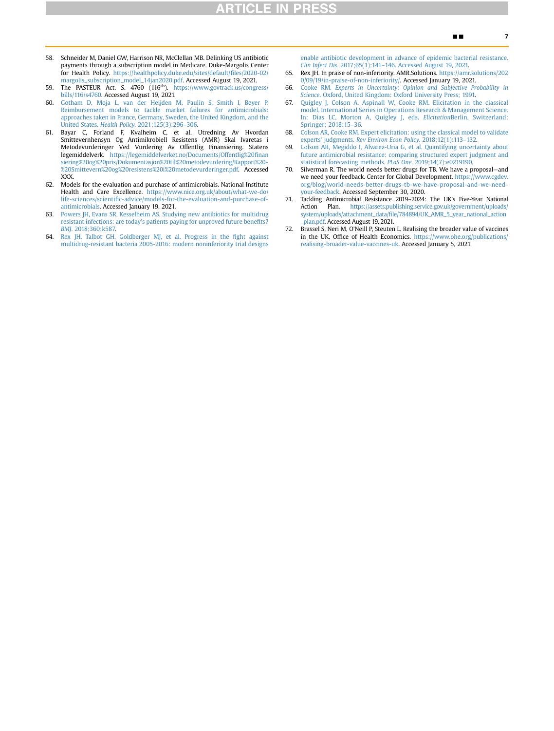58. Schneider M, Daniel GW, Harrison NR, McClellan MB. Delinking US antibiotic payments through a subscription model in Medicare. Duke-Margolis Center for Health Policy. https://healthpolicy.duke.edu/sites/default/files/2020-02/margolis_subscription_model_14jan2020.pdf. Accessed August 19, 2021.
59. The PASTEUR Act. S. 4760 (116th). https://www.govtrack.us/congress/bills/116/s4760. Accessed August 19, 2021.
60. Gotham D, Moja L, van der Heijden M, Paulin S, Smith I, Beyer P. Reimbursement models to tackle market failures for antimicrobials: approaches taken in France, Germany, Sweden, the United Kingdom, and the United States. *Health Policy*. 2021;125(3):296–306.
61. Bayar C, Forland F, Kvalheim C, et al. Utredning Av Hvordan Smittevernhensyn Og Antimikrobiell Resistens (AMR) Skal Ivaretas i Metodevurderinger Ved Vurdering Av Offentlig Finansiering. Statens legemiddelverk. https://legemiddelverket.no/Documents/Offentlig%20finansiering%20og%20pris/Dokumentasjon%20til%20metodevurdering/Rapport%20-%20Smittevern%20og%20resistens%20i%20metodevurderinger.pdf. Accessed XXX.
62. Models for the evaluation and purchase of antimicrobials. National Institute Health and Care Excellence. https://www.nice.org.uk/about/what-we-do/life-sciences/scientific-advice/models-for-the-evaluation-and-purchase-of-antimicrobials. Accessed January 19, 2021.
63. Powers JH, Evans SR, Kesselheim AS. Studying new antibiotics for multidrug resistant infections: are today's patients paying for unproved future benefits? *BMJ*. 2018;360:k587.
64. Rex JH, Talbot GH, Goldberger MJ, et al. Progress in the fight against multidrug-resistant bacteria 2005-2016: modern noninferiority trial designs enable antibiotic development in advance of epidemic bacterial resistance. *Clin Infect Dis*. 2017;65(1):141–146. Accessed August 19, 2021.
65. Rex JH. In praise of non-inferiority. AMR.Solutions. https://amr.solutions/2020/09/19/in-praise-of-non-inferiority/. Accessed January 19, 2021.
66. Cooke RM. *Experts in Uncertainty: Opinion and Subjective Probability in Science*. Oxford, United Kingdom: Oxford University Press; 1991.
67. Quigley J, Colson A, Aspinall W, Cooke RM. Elicitation in the classical model. International Series in Operations Research & Management Science. In: Dias LC, Morton A, Quigley J, eds. *Elicitation*Berlin, Switzerland: Springer; 2018:15–36.
68. Colson AR, Cooke RM. Expert elicitation: using the classical model to validate experts' judgments. *Rev Environ Econ Policy*. 2018;12(1):113–132.
69. Colson AR, Megiddo I, Alvarez-Uria G, et al. Quantifying uncertainty about future antimicrobial resistance: comparing structured expert judgment and statistical forecasting methods. *PLoS One*. 2019;14(7):e0219190.
70. Silverman R. The world needs better drugs for TB. We have a proposal—and we need your feedback. Center for Global Development. https://www.cgdev.org/blog/world-needs-better-drugs-tb-we-have-proposal-and-we-need-your-feedback. Accessed September 30, 2020.
71. Tackling Antimicrobial Resistance 2019–2024: The UK's Five-Year National Action Plan. https://assets.publishing.service.gov.uk/government/uploads/system/uploads/attachment_data/file/784894/UK_AMR_5_year_national_action_plan.pdf. Accessed August 19, 2021.
72. Brassel S, Neri M, O'Neill P, Steuten L. Realising the broader value of vaccines in the UK. Office of Health Economics. https://www.ohe.org/publications/realising-broader-value-vaccines-uk. Accessed January 5, 2021.